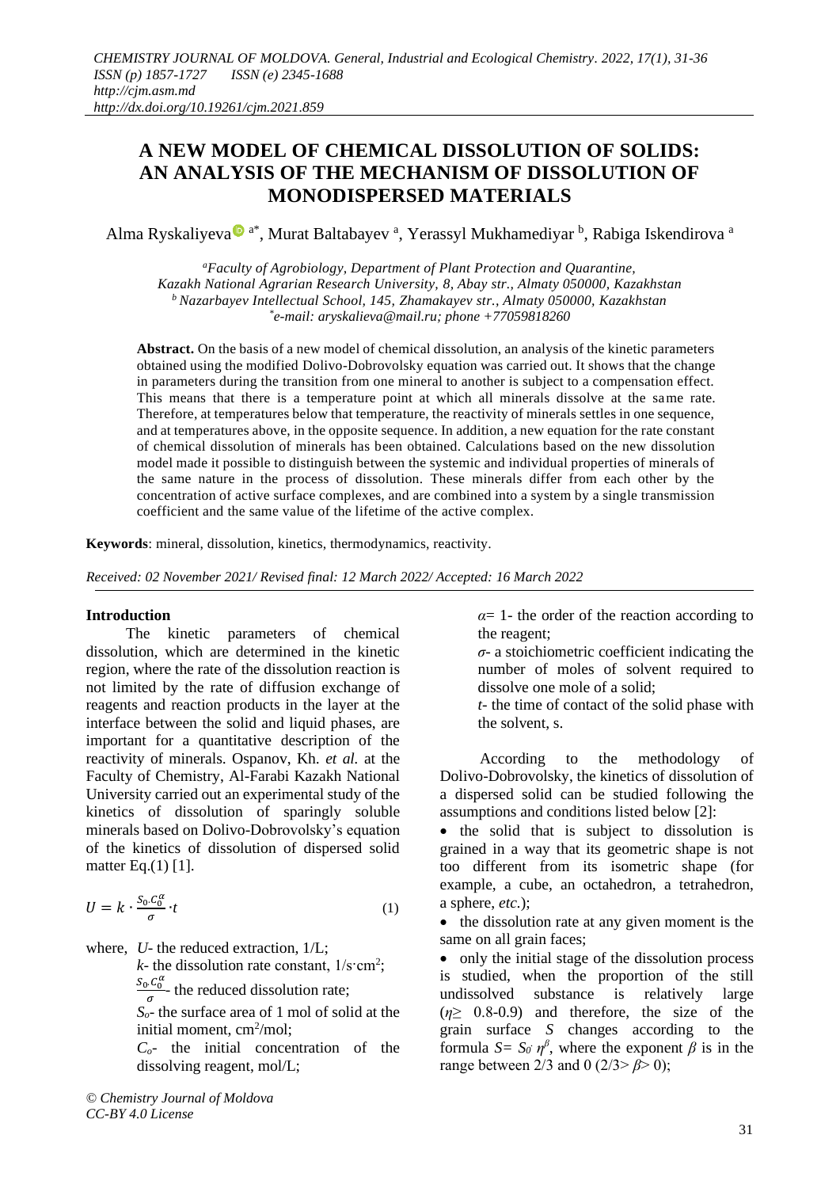# A NEW MODEL OF CHEMICAL DISSOLUTION OF SOLIDS: AN ANALYSIS OF THE MECHANISM OF DISSOLUTION OF MONODISPERSED MATERIALS

Alma Ryskaliyeva [a*], Murat Baltabayev [a], Yerassyl Mukhamediyar [b], Rabiga Iskendirova [a]

[a] Faculty of Agrobiology, Department of Plant Protection and Quarantine, Kazakh National Agrarian Research University, 8, Abay str., Almaty 050000, Kazakhstan
[b] Nazarbayev Intellectual School, 145, Zhamakayev str., Almaty 050000, Kazakhstan
[*] e-mail: aryskalieva@mail.ru; phone +77059818260

**Abstract.** On the basis of a new model of chemical dissolution, an analysis of the kinetic parameters obtained using the modified Dolivo-Dobrovolsky equation was carried out. It shows that the change in parameters during the transition from one mineral to another is subject to a compensation effect. This means that there is a temperature point at which all minerals dissolve at the same rate. Therefore, at temperatures below that temperature, the reactivity of minerals settles in one sequence, and at temperatures above, in the opposite sequence. In addition, a new equation for the rate constant of chemical dissolution of minerals has been obtained. Calculations based on the new dissolution model made it possible to distinguish between the systemic and individual properties of minerals of the same nature in the process of dissolution. These minerals differ from each other by the concentration of active surface complexes, and are combined into a system by a single transmission coefficient and the same value of the lifetime of the active complex.

**Keywords**: mineral, dissolution, kinetics, thermodynamics, reactivity.

*Received: 02 November 2021/ Revised final: 12 March 2022/ Accepted: 16 March 2022*

## Introduction

The kinetic parameters of chemical dissolution, which are determined in the kinetic region, where the rate of the dissolution reaction is not limited by the rate of diffusion exchange of reagents and reaction products in the layer at the interface between the solid and liquid phases, are important for a quantitative description of the reactivity of minerals. Ospanov, Kh. *et al.* at the Faculty of Chemistry, Al-Farabi Kazakh National University carried out an experimental study of the kinetics of dissolution of sparingly soluble minerals based on Dolivo-Dobrovolsky's equation of the kinetics of dissolution of dispersed solid matter Eq.(1) [1].

$$U = k \cdot \frac{S_0 \cdot C_0^{\alpha}}{\sigma} \cdot t \qquad (1)$$

where, $U$- the reduced extraction, 1/L;

$k$- the dissolution rate constant, $1/s \cdot cm^2$;

$\frac{S_0 \cdot C_0^{\alpha}}{\sigma}$- the reduced dissolution rate;

$S_o$- the surface area of 1 mol of solid at the initial moment, $cm^2/mol$;

$C_o$- the initial concentration of the dissolving reagent, mol/L;

$\alpha$= 1- the order of the reaction according to the reagent;

$\sigma$- a stoichiometric coefficient indicating the number of moles of solvent required to dissolve one mole of a solid;

$t$- the time of contact of the solid phase with the solvent, s.

According to the methodology of Dolivo-Dobrovolsky, the kinetics of dissolution of a dispersed solid can be studied following the assumptions and conditions listed below [2]:

- the solid that is subject to dissolution is grained in a way that its geometric shape is not too different from its isometric shape (for example, a cube, an octahedron, a tetrahedron, a sphere, *etc.*);
- the dissolution rate at any given moment is the same on all grain faces;
- only the initial stage of the dissolution process is studied, when the proportion of the still undissolved substance is relatively large ($\eta \geq$ 0.8-0.9) and therefore, the size of the grain surface $S$ changes according to the formula $S = S_0 \cdot \eta^{\beta}$, where the exponent $\beta$ is in the range between 2/3 and 0 ($2/3 > \beta > 0$);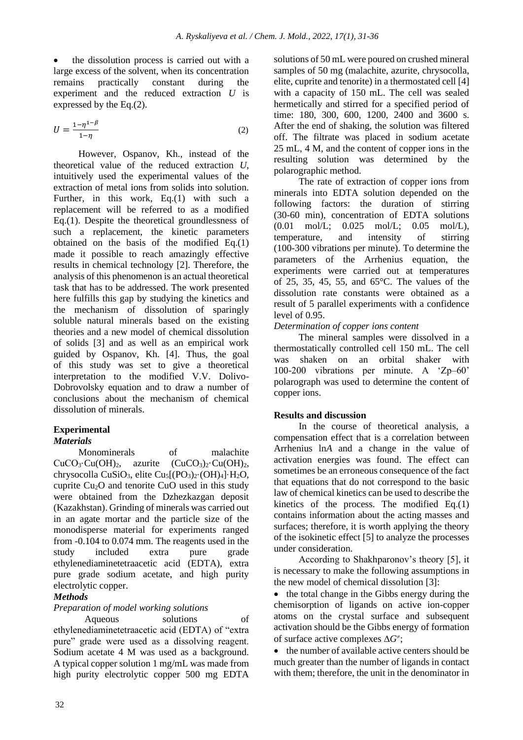- the dissolution process is carried out with a large excess of the solvent, when its concentration remains practically constant during the experiment and the reduced extraction $U$ is expressed by the Eq.(2).

$$U = \frac{1-\eta^{1-\beta}}{1-\eta} \tag{2}$$

However, Ospanov, Kh., instead of the theoretical value of the reduced extraction $U$, intuitively used the experimental values of the extraction of metal ions from solids into solution. Further, in this work, Eq.(1) with such a replacement will be referred to as a modified Eq.(1). Despite the theoretical groundlessness of such a replacement, the kinetic parameters obtained on the basis of the modified Eq.(1) made it possible to reach amazingly effective results in chemical technology [2]. Therefore, the analysis of this phenomenon is an actual theoretical task that has to be addressed. The work presented here fulfills this gap by studying the kinetics and the mechanism of dissolution of sparingly soluble natural minerals based on the existing theories and a new model of chemical dissolution of solids [3] and as well as an empirical work guided by Ospanov, Kh. [4]. Thus, the goal of this study was set to give a theoretical interpretation to the modified V.V. Dolivo-Dobrovolsky equation and to draw a number of conclusions about the mechanism of chemical dissolution of minerals.

## Experimental

### *Materials*

Monominerals of malachite $CuCO_3 \cdot Cu(OH)_2$, azurite $(CuCO_3)_2 \cdot Cu(OH)_2$, chrysocolla $CuSiO_3$, elite $Cu_5[(PO_3)_2 \cdot (OH)_4] \cdot H_2O$, cuprite $Cu_2O$ and tenorite $CuO$ used in this study were obtained from the Dzhezkazgan deposit (Kazakhstan). Grinding of minerals was carried out in an agate mortar and the particle size of the monodisperse material for experiments ranged from -0.104 to 0.074 mm. The reagents used in the study included extra pure grade ethylenediaminetetraacetic acid (EDTA), extra pure grade sodium acetate, and high purity electrolytic copper.

### *Methods*

*Preparation of model working solutions*

Aqueous solutions of ethylenediaminetetraacetic acid (EDTA) of "extra pure" grade were used as a dissolving reagent. Sodium acetate 4 M was used as a background. A typical copper solution 1 mg/mL was made from high purity electrolytic copper 500 mg EDTA solutions of 50 mL were poured on crushed mineral samples of 50 mg (malachite, azurite, chrysocolla, elite, cuprite and tenorite) in a thermostated cell [4] with a capacity of 150 mL. The cell was sealed hermetically and stirred for a specified period of time: 180, 300, 600, 1200, 2400 and 3600 s. After the end of shaking, the solution was filtered off. The filtrate was placed in sodium acetate 25 mL, 4 M, and the content of copper ions in the resulting solution was determined by the polarographic method.

The rate of extraction of copper ions from minerals into EDTA solution depended on the following factors: the duration of stirring (30-60 min), concentration of EDTA solutions (0.01 mol/L; 0.025 mol/L; 0.05 mol/L), temperature, and intensity of stirring (100-300 vibrations per minute). To determine the parameters of the Arrhenius equation, the experiments were carried out at temperatures of 25, 35, 45, 55, and 65°C. The values of the dissolution rate constants were obtained as a result of 5 parallel experiments with a confidence level of 0.95.

*Determination of copper ions content*

The mineral samples were dissolved in a thermostatically controlled cell 150 mL. The cell was shaken on an orbital shaker with 100-200 vibrations per minute. A 'Zp–60' polarograph was used to determine the content of copper ions.

## Results and discussion

In the course of theoretical analysis, a compensation effect that is a correlation between Arrhenius ln$A$ and a change in the value of activation energies was found. The effect can sometimes be an erroneous consequence of the fact that equations that do not correspond to the basic law of chemical kinetics can be used to describe the kinetics of the process. The modified Eq.(1) contains information about the acting masses and surfaces; therefore, it is worth applying the theory of the isokinetic effect [5] to analyze the processes under consideration.

According to Shakhparonov's theory [5], it is necessary to make the following assumptions in the new model of chemical dissolution [3]:

- the total change in the Gibbs energy during the chemisorption of ligands on active ion-copper atoms on the crystal surface and subsequent activation should be the Gibbs energy of formation of surface active complexes $\Delta G^{\neq}$;
- the number of available active centers should be much greater than the number of ligands in contact with them; therefore, the unit in the denominator in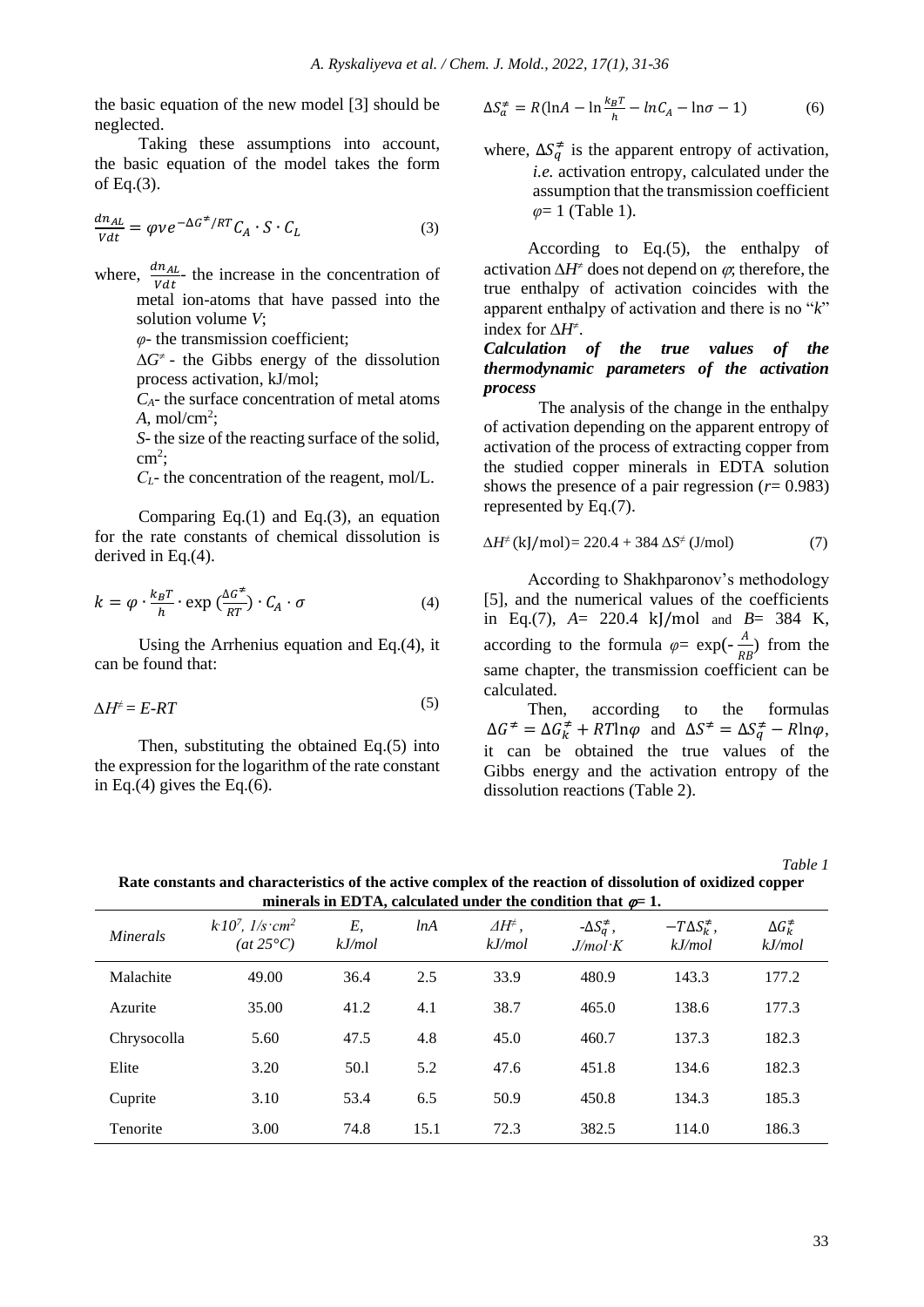the basic equation of the new model [3] should be neglected.

Taking these assumptions into account, the basic equation of the model takes the form of Eq.(3).

$$\frac{dn_{AL}}{Vdt} = \varphi \nu e^{-\Delta G^{\neq}/RT} C_A \cdot S \cdot C_L \quad (3)$$

where, $\frac{dn_{AL}}{Vdt}$- the increase in the concentration of metal ion-atoms that have passed into the solution volume $V$;

$\varphi$- the transmission coefficient;

$\Delta G^{\neq}$ - the Gibbs energy of the dissolution process activation, kJ/mol;

$C_A$- the surface concentration of metal atoms $A$, mol/cm$^2$;

$S$- the size of the reacting surface of the solid, cm$^2$;

$C_L$- the concentration of the reagent, mol/L.

Comparing Eq.(1) and Eq.(3), an equation for the rate constants of chemical dissolution is derived in Eq.(4).

$$k = \varphi \cdot \frac{k_B T}{h} \cdot \exp\left(\frac{\Delta G^{\neq}}{RT}\right) \cdot C_A \cdot \sigma \quad (4)$$

Using the Arrhenius equation and Eq.(4), it can be found that:

$$\Delta H^{\neq} = E - RT \quad (5)$$

Then, substituting the obtained Eq.(5) into the expression for the logarithm of the rate constant in Eq.(4) gives the Eq.(6).

$$\Delta S_a^{\neq} = R(\ln A - \ln\frac{k_B T}{h} - \ln C_A - \ln\sigma - 1) \quad (6)$$

where, $\Delta S_q^{\neq}$ is the apparent entropy of activation, *i.e.* activation entropy, calculated under the assumption that the transmission coefficient $\varphi$= 1 (Table 1).

According to Eq.(5), the enthalpy of activation $\Delta H^{\neq}$ does not depend on $\varphi$; therefore, the true enthalpy of activation coincides with the apparent enthalpy of activation and there is no "*k*" index for $\Delta H^{\neq}$.

***Calculation of the true values of the thermodynamic parameters of the activation process***

The analysis of the change in the enthalpy of activation depending on the apparent entropy of activation of the process of extracting copper from the studied copper minerals in EDTA solution shows the presence of a pair regression ($r$= 0.983) represented by Eq.(7).

$$\Delta H^{\neq}\text{ (kJ/mol)} = 220.4 + 384\,\Delta S^{\neq}\text{ (J/mol)} \quad (7)$$

According to Shakhparonov's methodology [5], and the numerical values of the coefficients in Eq.(7), $A$= 220.4 kJ/mol and $B$= 384 K, according to the formula $\varphi = \exp(-\frac{A}{RB})$ from the same chapter, the transmission coefficient can be calculated.

Then, according to the formulas $\Delta G^{\neq} = \Delta G_k^{\neq} + RT\ln\varphi$ and $\Delta S^{\neq} = \Delta S_q^{\neq} - R\ln\varphi$, it can be obtained the true values of the Gibbs energy and the activation entropy of the dissolution reactions (Table 2).

*Table 1*

**Rate constants and characteristics of the active complex of the reaction of dissolution of oxidized copper minerals in EDTA, calculated under the condition that $\varphi$= 1.**

| *Minerals* | $k \cdot 10^7$, *1/s·cm²* *(at 25°C)* | *E, kJ/mol* | *lnA* | $\Delta H^{\neq}$, *kJ/mol* | $-\Delta S_q^{\neq}$, *J/mol·K* | $-T\Delta S_k^{\neq}$, *kJ/mol* | $\Delta G_k^{\neq}$ *kJ/mol* |
|---|---|---|---|---|---|---|---|
| Malachite | 49.00 | 36.4 | 2.5 | 33.9 | 480.9 | 143.3 | 177.2 |
| Azurite | 35.00 | 41.2 | 4.1 | 38.7 | 465.0 | 138.6 | 177.3 |
| Chrysocolla | 5.60 | 47.5 | 4.8 | 45.0 | 460.7 | 137.3 | 182.3 |
| Elite | 3.20 | 50.l | 5.2 | 47.6 | 451.8 | 134.6 | 182.3 |
| Cuprite | 3.10 | 53.4 | 6.5 | 50.9 | 450.8 | 134.3 | 185.3 |
| Tenorite | 3.00 | 74.8 | 15.1 | 72.3 | 382.5 | 114.0 | 186.3 |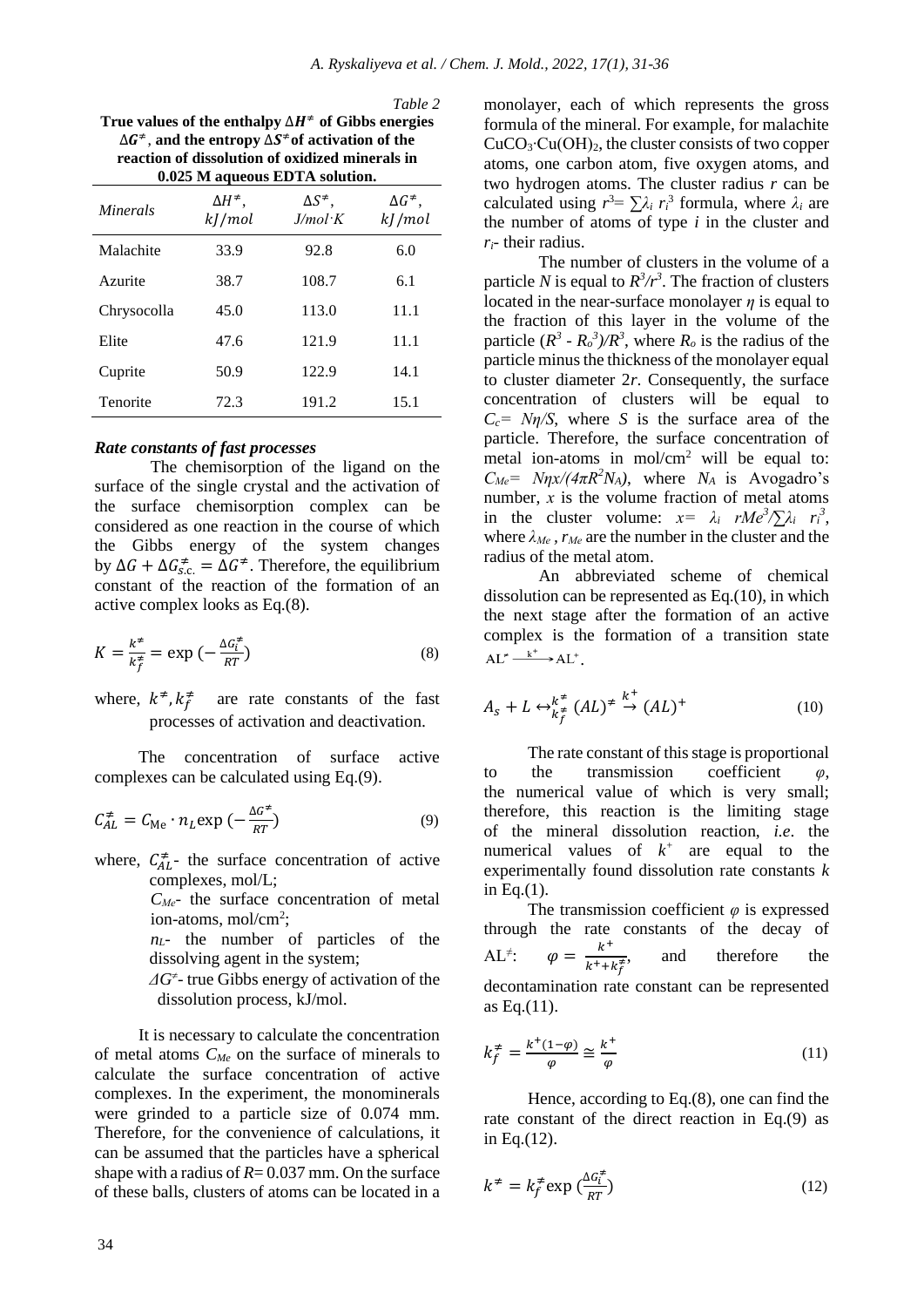Table 2

**True values of the enthalpy $\Delta H^{\neq}$ of Gibbs energies $\Delta G^{\neq}$, and the entropy $\Delta S^{\neq}$ of activation of the reaction of dissolution of oxidized minerals in 0.025 M aqueous EDTA solution.**

| *Minerals* | $\Delta H^{\neq}$, $kJ/mol$ | $\Delta S^{\neq}$, $J/mol{\cdot}K$ | $\Delta G^{\neq}$, $kJ/mol$ |
|---|---|---|---|
| Malachite | 33.9 | 92.8 | 6.0 |
| Azurite | 38.7 | 108.7 | 6.1 |
| Chrysocolla | 45.0 | 113.0 | 11.1 |
| Elite | 47.6 | 121.9 | 11.1 |
| Cuprite | 50.9 | 122.9 | 14.1 |
| Tenorite | 72.3 | 191.2 | 15.1 |

### *Rate constants of fast processes*

The chemisorption of the ligand on the surface of the single crystal and the activation of the surface chemisorption complex can be considered as one reaction in the course of which the Gibbs energy of the system changes by $\Delta G + \Delta G^{\neq}_{s.c.} = \Delta G^{\neq}$. Therefore, the equilibrium constant of the reaction of the formation of an active complex looks as Eq.(8).

$$K = \frac{k^{\neq}}{k_f^{\neq}} = \exp\left(-\frac{\Delta G_i^{\neq}}{RT}\right) \tag{8}$$

where, $k^{\neq}, k_f^{\neq}$ are rate constants of the fast processes of activation and deactivation.

The concentration of surface active complexes can be calculated using Eq.(9).

$$C_{AL}^{\neq} = C_{\mathrm{Me}} \cdot n_L \exp\left(-\frac{\Delta G^{\neq}}{RT}\right) \tag{9}$$

where, $C_{AL}^{\neq}$- the surface concentration of active complexes, mol/L;

$C_{Me}$- the surface concentration of metal ion-atoms, mol/cm$^2$;

$n_L$- the number of particles of the dissolving agent in the system;

$\Delta G^{\neq}$- true Gibbs energy of activation of the dissolution process, kJ/mol.

It is necessary to calculate the concentration of metal atoms $C_{Me}$ on the surface of minerals to calculate the surface concentration of active complexes. In the experiment, the monominerals were grinded to a particle size of 0.074 mm. Therefore, for the convenience of calculations, it can be assumed that the particles have a spherical shape with a radius of $R$= 0.037 mm. On the surface of these balls, clusters of atoms can be located in a monolayer, each of which represents the gross formula of the mineral. For example, for malachite $CuCO_3{\cdot}Cu(OH)_2$, the cluster consists of two copper atoms, one carbon atom, five oxygen atoms, and two hydrogen atoms. The cluster radius $r$ can be calculated using $r^3 = \sum\lambda_i\, r_i^3$ formula, where $\lambda_i$ are the number of atoms of type $i$ in the cluster and $r_i$- their radius.

The number of clusters in the volume of a particle $N$ is equal to $R^3/r^3$. The fraction of clusters located in the near-surface monolayer $\eta$ is equal to the fraction of this layer in the volume of the particle $(R^3 - R_o^3)/R^3$, where $R_o$ is the radius of the particle minus the thickness of the monolayer equal to cluster diameter $2r$. Consequently, the surface concentration of clusters will be equal to $C_c = N\eta/S$, where $S$ is the surface area of the particle. Therefore, the surface concentration of metal ion-atoms in mol/cm$^2$ will be equal to: $C_{Me} = N\eta x/(4\pi R^2 N_A)$, where $N_A$ is Avogadro's number, $x$ is the volume fraction of metal atoms in the cluster volume: $x = \lambda_i\ rMe^3/\sum\lambda_i\ r_i^3$, where $\lambda_{Me}$, $r_{Me}$ are the number in the cluster and the radius of the metal atom.

An abbreviated scheme of chemical dissolution can be represented as Eq.(10), in which the next stage after the formation of an active complex is the formation of a transition state $AL^{\neq} \xrightarrow{k^+} AL^+$.

$$A_s + L \leftrightarrow_{k_f^{\neq}}^{k^{\neq}} (AL)^{\neq} \xrightarrow{k^+} (AL)^+ \tag{10}$$

The rate constant of this stage is proportional to the transmission coefficient $\varphi$, the numerical value of which is very small; therefore, this reaction is the limiting stage of the mineral dissolution reaction, *i.e.* the numerical values of $k^+$ are equal to the experimentally found dissolution rate constants $k$ in Eq.(1).

The transmission coefficient $\varphi$ is expressed through the rate constants of the decay of $AL^{\neq}$: $\varphi = \frac{k^+}{k^+ + k_f^{\neq}}$, and therefore the decontamination rate constant can be represented as Eq.(11).

$$k_f^{\neq} = \frac{k^+(1-\varphi)}{\varphi} \cong \frac{k^+}{\varphi} \tag{11}$$

Hence, according to Eq.(8), one can find the rate constant of the direct reaction in Eq.(9) as in Eq.(12).

$$k^{\neq} = k_f^{\neq} \exp\left(\frac{\Delta G_i^{\neq}}{RT}\right) \tag{12}$$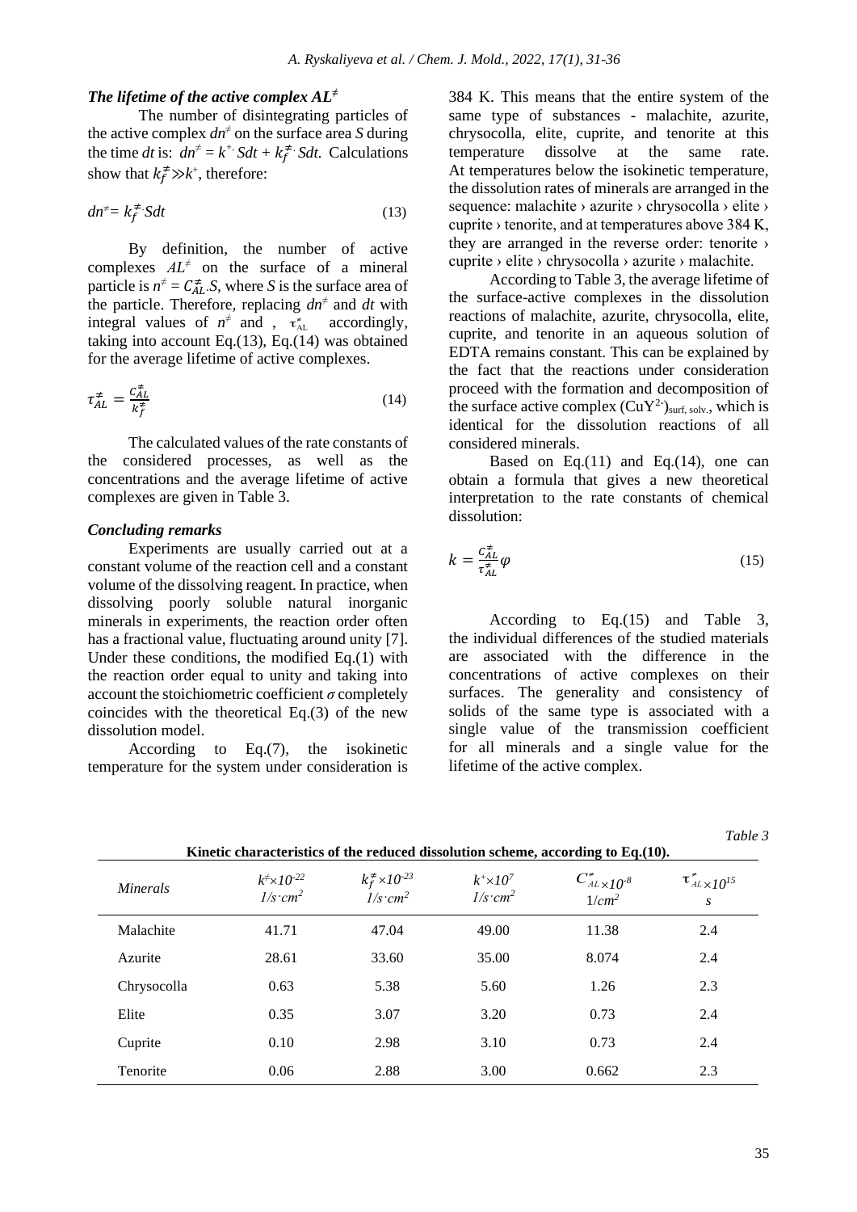### *The lifetime of the active complex $AL^{\neq}$*

The number of disintegrating particles of the active complex $dn^{\neq}$ on the surface area *S* during the time *dt* is: $dn^{\neq} = k^{+} \cdot Sdt + k_f^{\neq} \cdot Sdt$. Calculations show that $k_f^{\neq} \gg k^{+}$, therefore:

$$dn^{\neq} = k_f^{\neq} \cdot Sdt \tag{13}$$

By definition, the number of active complexes $AL^{\neq}$ on the surface of a mineral particle is $n^{\neq} = C_{AL}^{\neq} . S$, where *S* is the surface area of the particle. Therefore, replacing $dn^{\neq}$ and *dt* with integral values of $n^{\neq}$ and , $\tau_{AL}^{\neq}$ accordingly, taking into account Eq.(13), Eq.(14) was obtained for the average lifetime of active complexes.

$$\tau_{AL}^{\neq} = \frac{C_{AL}^{\neq}}{k_f^{\neq}} \tag{14}$$

The calculated values of the rate constants of the considered processes, as well as the concentrations and the average lifetime of active complexes are given in Table 3.

### *Concluding remarks*

Experiments are usually carried out at a constant volume of the reaction cell and a constant volume of the dissolving reagent. In practice, when dissolving poorly soluble natural inorganic minerals in experiments, the reaction order often has a fractional value, fluctuating around unity [7]. Under these conditions, the modified Eq.(1) with the reaction order equal to unity and taking into account the stoichiometric coefficient $\sigma$ completely coincides with the theoretical Eq.(3) of the new dissolution model.

According to Eq.(7), the isokinetic temperature for the system under consideration is 384 K. This means that the entire system of the same type of substances - malachite, azurite, chrysocolla, elite, cuprite, and tenorite at this temperature dissolve at the same rate. At temperatures below the isokinetic temperature, the dissolution rates of minerals are arranged in the sequence: malachite › azurite › chrysocolla › elite › cuprite › tenorite, and at temperatures above 384 K, they are arranged in the reverse order: tenorite › cuprite › elite › chrysocolla › azurite › malachite.

According to Table 3, the average lifetime of the surface-active complexes in the dissolution reactions of malachite, azurite, chrysocolla, elite, cuprite, and tenorite in an aqueous solution of EDTA remains constant. This can be explained by the fact that the reactions under consideration proceed with the formation and decomposition of the surface active complex $(CuY^{2-})_{surf,\,solv.}$, which is identical for the dissolution reactions of all considered minerals.

Based on Eq.(11) and Eq.(14), one can obtain a formula that gives a new theoretical interpretation to the rate constants of chemical dissolution:

$$k = \frac{C_{AL}^{\neq}}{\tau_{AL}^{\neq}} \varphi \tag{15}$$

According to Eq.(15) and Table 3, the individual differences of the studied materials are associated with the difference in the concentrations of active complexes on their surfaces. The generality and consistency of solids of the same type is associated with a single value of the transmission coefficient for all minerals and a single value for the lifetime of the active complex.

*Table 3*

**Kinetic characteristics of the reduced dissolution scheme, according to Eq.(10).**

| *Minerals* | $k^{\neq} \times 10^{-22}$ $1/s \cdot cm^2$ | $k_f^{\neq} \times 10^{-23}$ $1/s \cdot cm^2$ | $k^{+} \times 10^{7}$ $1/s \cdot cm^2$ | $C_{AL}^{\neq} \times 10^{-8}$ $1/cm^2$ | $\tau_{AL}^{\neq} \times 10^{15}$ $s$ |
|---|---|---|---|---|---|
| Malachite | 41.71 | 47.04 | 49.00 | 11.38 | 2.4 |
| Azurite | 28.61 | 33.60 | 35.00 | 8.074 | 2.4 |
| Chrysocolla | 0.63 | 5.38 | 5.60 | 1.26 | 2.3 |
| Elite | 0.35 | 3.07 | 3.20 | 0.73 | 2.4 |
| Cuprite | 0.10 | 2.98 | 3.10 | 0.73 | 2.4 |
| Tenorite | 0.06 | 2.88 | 3.00 | 0.662 | 2.3 |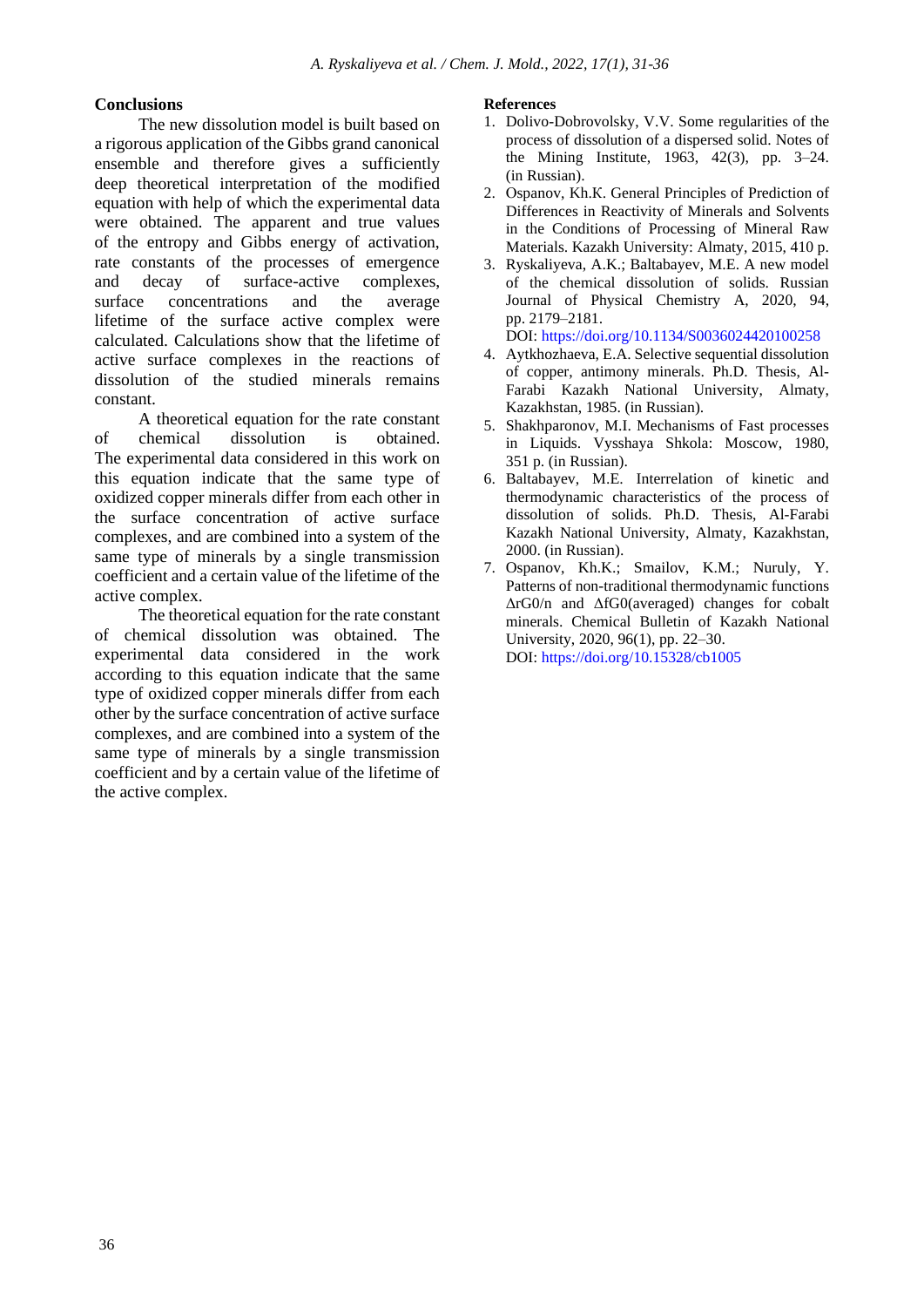## Conclusions

The new dissolution model is built based on a rigorous application of the Gibbs grand canonical ensemble and therefore gives a sufficiently deep theoretical interpretation of the modified equation with help of which the experimental data were obtained. The apparent and true values of the entropy and Gibbs energy of activation, rate constants of the processes of emergence and decay of surface-active complexes, surface concentrations and the average lifetime of the surface active complex were calculated. Calculations show that the lifetime of active surface complexes in the reactions of dissolution of the studied minerals remains constant.

A theoretical equation for the rate constant of chemical dissolution is obtained. The experimental data considered in this work on this equation indicate that the same type of oxidized copper minerals differ from each other in the surface concentration of active surface complexes, and are combined into a system of the same type of minerals by a single transmission coefficient and a certain value of the lifetime of the active complex.

The theoretical equation for the rate constant of chemical dissolution was obtained. The experimental data considered in the work according to this equation indicate that the same type of oxidized copper minerals differ from each other by the surface concentration of active surface complexes, and are combined into a system of the same type of minerals by a single transmission coefficient and by a certain value of the lifetime of the active complex.

## References

1. Dolivo-Dobrovolsky, V.V. Some regularities of the process of dissolution of a dispersed solid. Notes of the Mining Institute, 1963, 42(3), pp. 3–24. (in Russian).
2. Ospanov, Kh.K. General Principles of Prediction of Differences in Reactivity of Minerals and Solvents in the Conditions of Processing of Mineral Raw Materials. Kazakh University: Almaty, 2015, 410 p.
3. Ryskaliyeva, A.K.; Baltabayev, M.E. A new model of the chemical dissolution of solids. Russian Journal of Physical Chemistry A, 2020, 94, pp. 2179–2181.
   DOI: https://doi.org/10.1134/S0036024420100258
4. Aytkhozhaeva, E.A. Selective sequential dissolution of copper, antimony minerals. Ph.D. Thesis, Al-Farabi Kazakh National University, Almaty, Kazakhstan, 1985. (in Russian).
5. Shakhparonov, M.I. Mechanisms of Fast processes in Liquids. Vysshaya Shkola: Moscow, 1980, 351 p. (in Russian).
6. Baltabayev, M.E. Interrelation of kinetic and thermodynamic characteristics of the process of dissolution of solids. Ph.D. Thesis, Al-Farabi Kazakh National University, Almaty, Kazakhstan, 2000. (in Russian).
7. Ospanov, Kh.K.; Smailov, K.M.; Nuruly, Y. Patterns of non-traditional thermodynamic functions ΔrG0/n and ΔfG0(averaged) changes for cobalt minerals. Chemical Bulletin of Kazakh National University, 2020, 96(1), pp. 22–30.
   DOI: https://doi.org/10.15328/cb1005